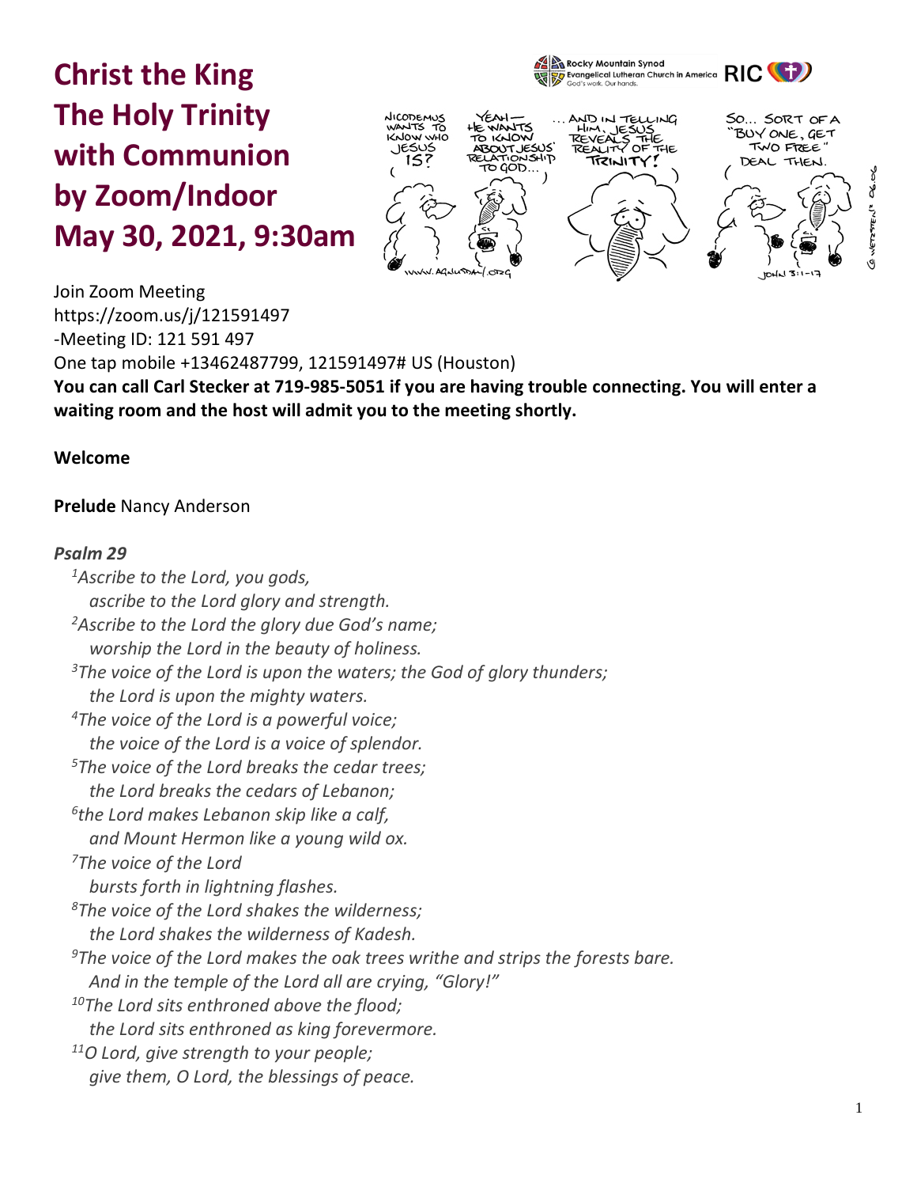# Christ the King
# The Holy Trinity
# with Communion
# by Zoom/Indoor
# May 30, 2021, 9:30am

Join Zoom Meeting
https://zoom.us/j/121591497
-Meeting ID: 121 591 497
One tap mobile +13462487799, 121591497# US (Houston)
**You can call Carl Stecker at 719-985-5051 if you are having trouble connecting. You will enter a waiting room and the host will admit you to the meeting shortly.**

**Welcome**

**Prelude** Nancy Anderson

***Psalm 29***

*[1]Ascribe to the Lord, you gods,*
*ascribe to the Lord glory and strength.*
*[2]Ascribe to the Lord the glory due God's name;*
*worship the Lord in the beauty of holiness.*
*[3]The voice of the Lord is upon the waters; the God of glory thunders;*
*the Lord is upon the mighty waters.*
*[4]The voice of the Lord is a powerful voice;*
*the voice of the Lord is a voice of splendor.*
*[5]The voice of the Lord breaks the cedar trees;*
*the Lord breaks the cedars of Lebanon;*
*[6]the Lord makes Lebanon skip like a calf,*
*and Mount Hermon like a young wild ox.*
*[7]The voice of the Lord*
*bursts forth in lightning flashes.*
*[8]The voice of the Lord shakes the wilderness;*
*the Lord shakes the wilderness of Kadesh.*
*[9]The voice of the Lord makes the oak trees writhe and strips the forests bare.*
*And in the temple of the Lord all are crying, "Glory!"*
*[10]The Lord sits enthroned above the flood;*
*the Lord sits enthroned as king forevermore.*
*[11]O Lord, give strength to your people;*
*give them, O Lord, the blessings of peace.*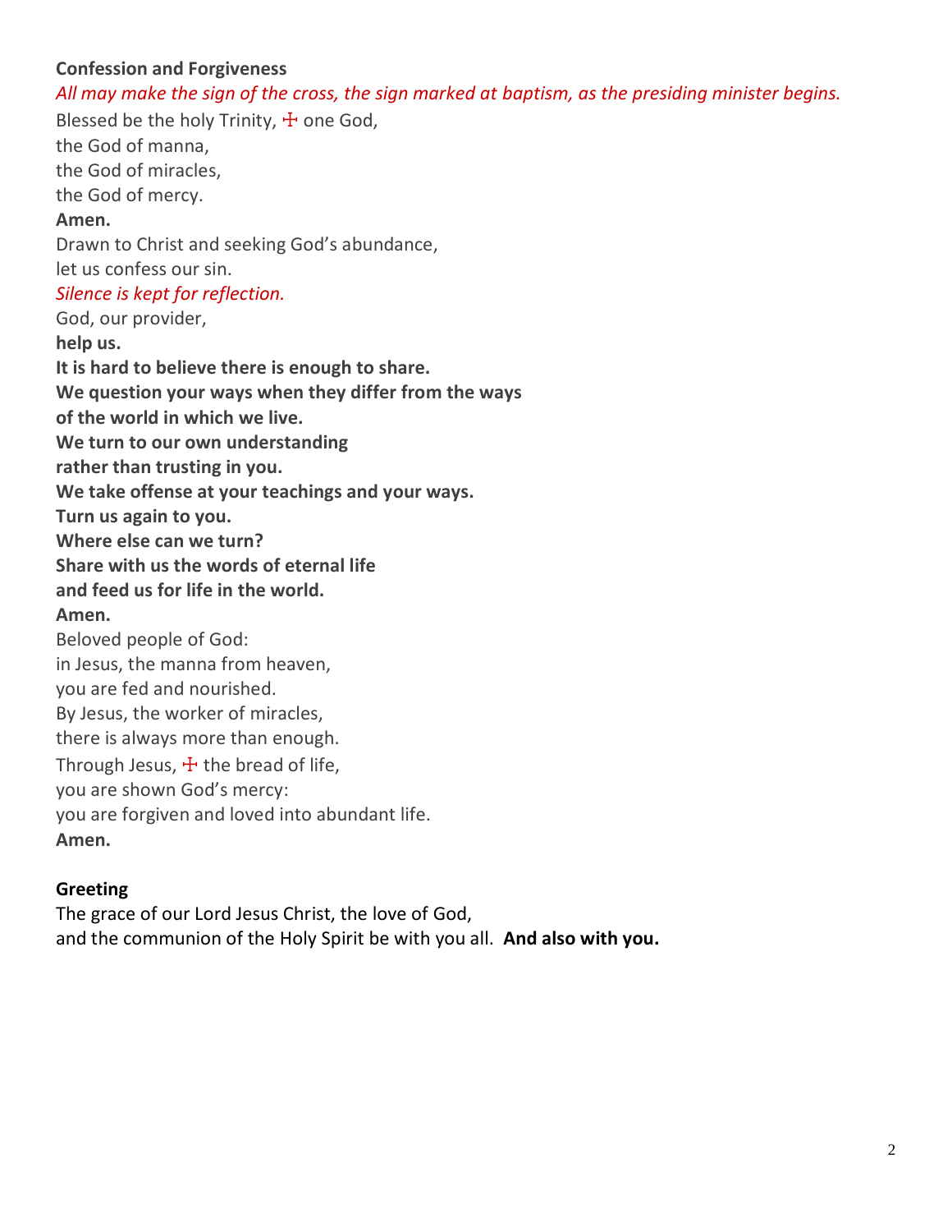**Confession and Forgiveness**

*All may make the sign of the cross, the sign marked at baptism, as the presiding minister begins.*

Blessed be the holy Trinity, ☩ one God,
the God of manna,
the God of miracles,
the God of mercy.
**Amen.**

Drawn to Christ and seeking God's abundance,
let us confess our sin.

*Silence is kept for reflection.*

God, our provider,
**help us.**
**It is hard to believe there is enough to share.**
**We question your ways when they differ from the ways**
**of the world in which we live.**
**We turn to our own understanding**
**rather than trusting in you.**
**We take offense at your teachings and your ways.**
**Turn us again to you.**
**Where else can we turn?**
**Share with us the words of eternal life**
**and feed us for life in the world.**
**Amen.**

Beloved people of God:
in Jesus, the manna from heaven,
you are fed and nourished.
By Jesus, the worker of miracles,
there is always more than enough.
Through Jesus, ☩ the bread of life,
you are shown God's mercy:
you are forgiven and loved into abundant life.
**Amen.**

**Greeting**

The grace of our Lord Jesus Christ, the love of God,
and the communion of the Holy Spirit be with you all. **And also with you.**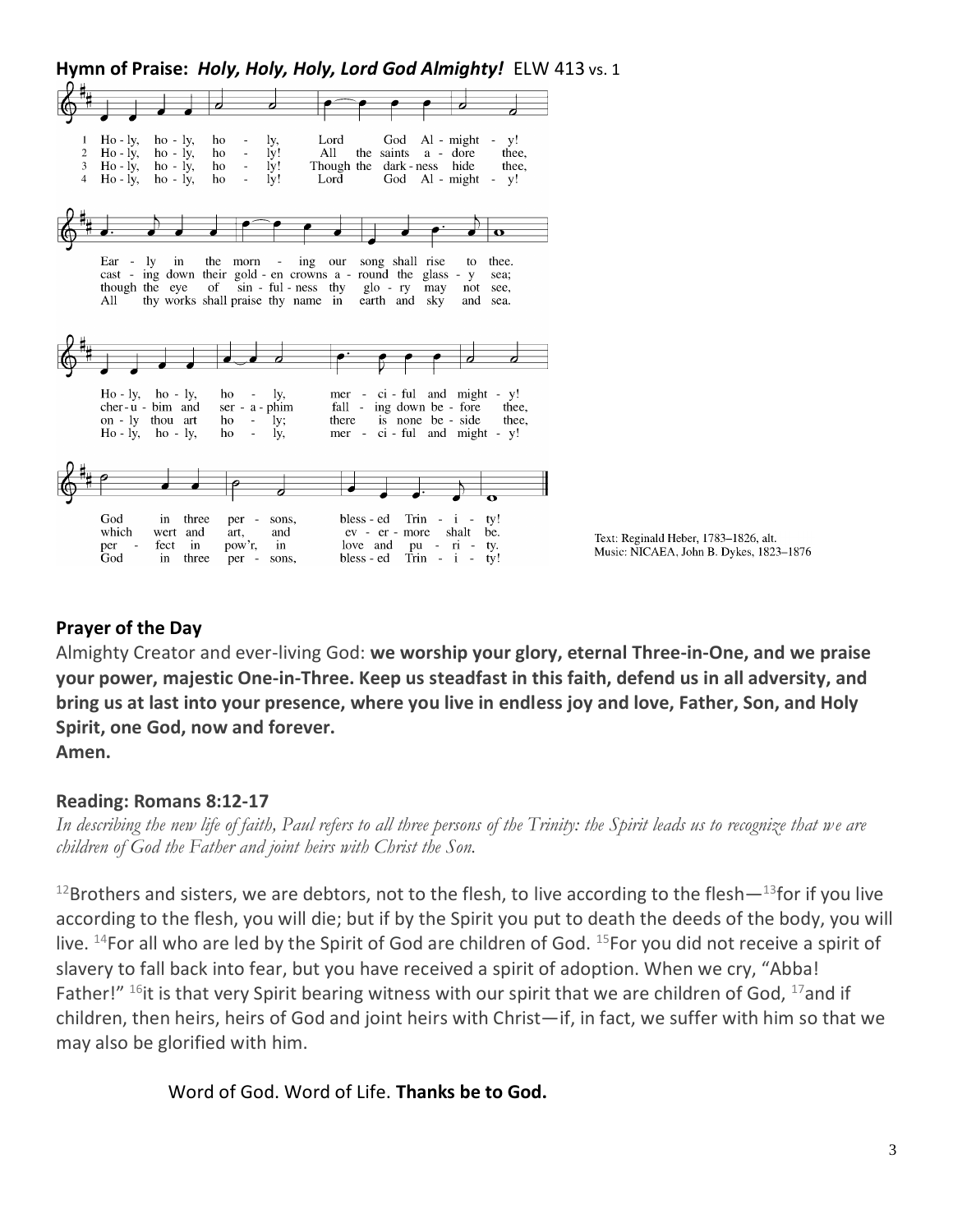**Hymn of Praise:** ***Holy, Holy, Holy, Lord God Almighty!*** ELW 413 vs. 1

1 Holy, holy, holy, Lord God Almighty!
Early in the morning our song shall rise to thee.
Holy, holy, holy, merciful and mighty!
God in three persons, blessed Trinity!

2 Holy, holy, holy! All the saints adore thee,
casting down their golden crowns around the glassy sea;
cherubim and seraphim falling down before thee,
which wert and art, and evermore shalt be.

3 Holy, holy, holy! Though the darkness hide thee,
though the eye of sinfulness thy glory may not see,
only thou art holy; there is none beside thee,
perfect in pow'r, in love and purity.

4 Holy, holy, holy! Lord God Almighty!
All thy works shall praise thy name in earth and sky and sea.
Holy, holy, holy, merciful and mighty!
God in three persons, blessed Trinity!

Text: Reginald Heber, 1783–1826, alt.
Music: NICAEA, John B. Dykes, 1823–1876

**Prayer of the Day**

Almighty Creator and ever-living God: **we worship your glory, eternal Three-in-One, and we praise your power, majestic One-in-Three. Keep us steadfast in this faith, defend us in all adversity, and bring us at last into your presence, where you live in endless joy and love, Father, Son, and Holy Spirit, one God, now and forever.**
**Amen.**

**Reading: Romans 8:12-17**

*In describing the new life of faith, Paul refers to all three persons of the Trinity: the Spirit leads us to recognize that we are children of God the Father and joint heirs with Christ the Son.*

[12]Brothers and sisters, we are debtors, not to the flesh, to live according to the flesh—[13]for if you live according to the flesh, you will die; but if by the Spirit you put to death the deeds of the body, you will live. [14]For all who are led by the Spirit of God are children of God. [15]For you did not receive a spirit of slavery to fall back into fear, but you have received a spirit of adoption. When we cry, "Abba! Father!" [16]it is that very Spirit bearing witness with our spirit that we are children of God, [17]and if children, then heirs, heirs of God and joint heirs with Christ—if, in fact, we suffer with him so that we may also be glorified with him.

Word of God. Word of Life. **Thanks be to God.**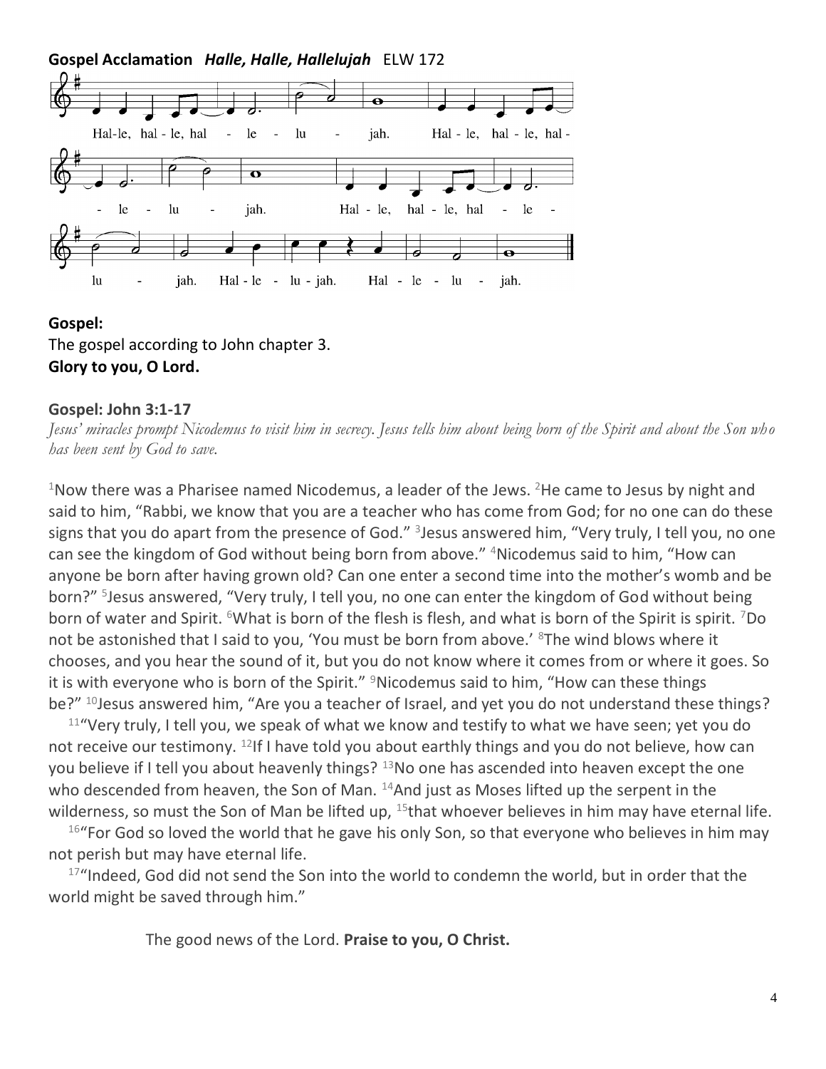**Gospel Acclamation** ***Halle, Halle, Hallelujah*** ELW 172

Hal-le, hal-le, hal - le - lu - jah. Hal-le, hal-le, hal - le - lu - jah. Hal-le, hal-le, hal - le - lu - jah. Hal-le - lu-jah. Hal - le - lu - jah.

**Gospel:**

The gospel according to John chapter 3.

**Glory to you, O Lord.**

**Gospel: John 3:1-17**

*Jesus' miracles prompt Nicodemus to visit him in secrecy. Jesus tells him about being born of the Spirit and about the Son who has been sent by God to save.*

[1]Now there was a Pharisee named Nicodemus, a leader of the Jews. [2]He came to Jesus by night and said to him, "Rabbi, we know that you are a teacher who has come from God; for no one can do these signs that you do apart from the presence of God." [3]Jesus answered him, "Very truly, I tell you, no one can see the kingdom of God without being born from above." [4]Nicodemus said to him, "How can anyone be born after having grown old? Can one enter a second time into the mother's womb and be born?" [5]Jesus answered, "Very truly, I tell you, no one can enter the kingdom of God without being born of water and Spirit. [6]What is born of the flesh is flesh, and what is born of the Spirit is spirit. [7]Do not be astonished that I said to you, 'You must be born from above.' [8]The wind blows where it chooses, and you hear the sound of it, but you do not know where it comes from or where it goes. So it is with everyone who is born of the Spirit." [9]Nicodemus said to him, "How can these things be?" [10]Jesus answered him, "Are you a teacher of Israel, and yet you do not understand these things?

[11]"Very truly, I tell you, we speak of what we know and testify to what we have seen; yet you do not receive our testimony. [12]If I have told you about earthly things and you do not believe, how can you believe if I tell you about heavenly things? [13]No one has ascended into heaven except the one who descended from heaven, the Son of Man. [14]And just as Moses lifted up the serpent in the wilderness, so must the Son of Man be lifted up, [15]that whoever believes in him may have eternal life.

[16]"For God so loved the world that he gave his only Son, so that everyone who believes in him may not perish but may have eternal life.

[17]"Indeed, God did not send the Son into the world to condemn the world, but in order that the world might be saved through him."

The good news of the Lord. **Praise to you, O Christ.**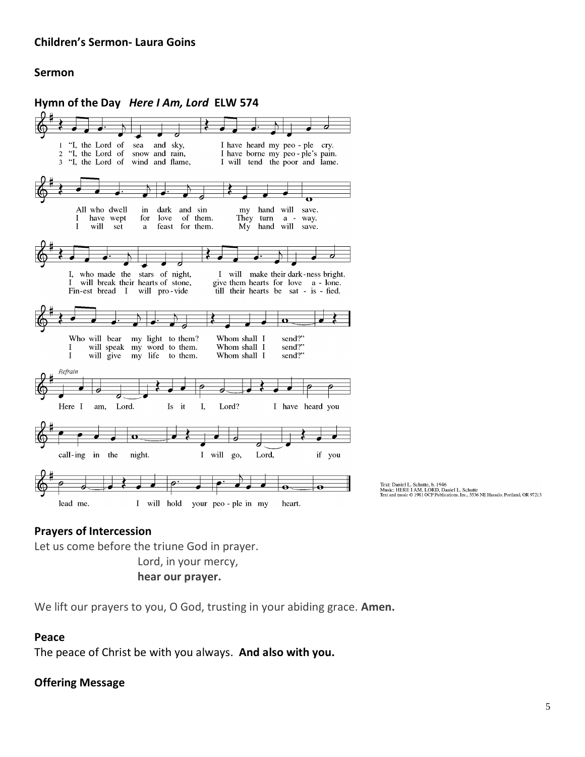**Children's Sermon- Laura Goins**

**Sermon**

**Hymn of the Day** ***Here I Am, Lord*** **ELW 574**

1 "I, the Lord of sea and sky, I have heard my peo - ple cry. All who dwell in dark and sin my hand will save. I, who made the stars of night, I will make their dark-ness bright. Who will bear my light to them? Whom shall I send?"

2 "I, the Lord of snow and rain, I have borne my peo - ple's pain. I have wept for love of them. They turn a - way. I will break their hearts of stone, give them hearts for love a - lone. I will speak my word to them. Whom shall I send?"

3 "I, the Lord of wind and flame, I will tend the poor and lame. I will set a feast for them. My hand will save. Fin-est bread I will pro-vide till their hearts be sat - is - fied. I will give my life to them. Whom shall I send?"

*Refrain*

Here I am, Lord. Is it I, Lord? I have heard you call-ing in the night. I will go, Lord, if you lead me. I will hold your peo - ple in my heart.

Text: Daniel L. Schutte, b. 1946
Music: HERE I AM, LORD, Daniel L. Schutte
Text and music © 1981 OCP Publications, Inc., 5536 NE Hassalo, Portland, OR 97213

**Prayers of Intercession**

Let us come before the triune God in prayer.

Lord, in your mercy,
**hear our prayer.**

We lift our prayers to you, O God, trusting in your abiding grace. **Amen.**

**Peace**

The peace of Christ be with you always. **And also with you.**

**Offering Message**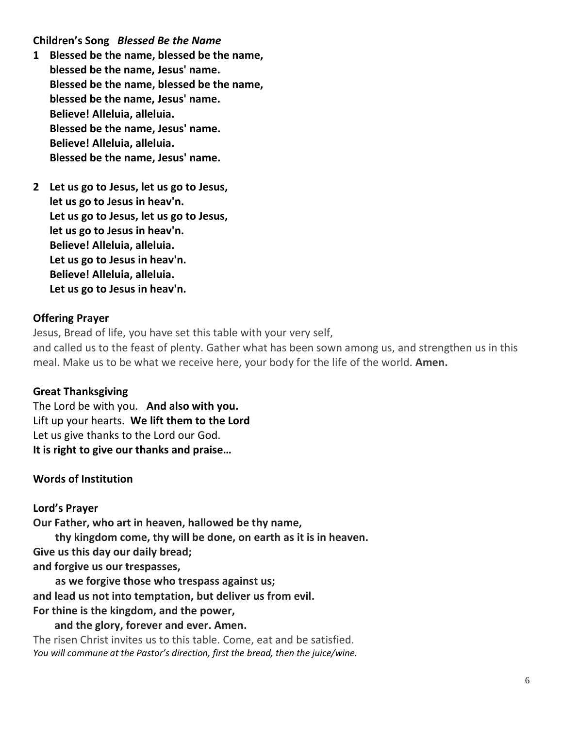**Children's Song** ***Blessed Be the Name***

1 **Blessed be the name, blessed be the name,**
**blessed be the name, Jesus' name.**
**Blessed be the name, blessed be the name,**
**blessed be the name, Jesus' name.**
**Believe! Alleluia, alleluia.**
**Blessed be the name, Jesus' name.**
**Believe! Alleluia, alleluia.**
**Blessed be the name, Jesus' name.**

2 **Let us go to Jesus, let us go to Jesus,**
**let us go to Jesus in heav'n.**
**Let us go to Jesus, let us go to Jesus,**
**let us go to Jesus in heav'n.**
**Believe! Alleluia, alleluia.**
**Let us go to Jesus in heav'n.**
**Believe! Alleluia, alleluia.**
**Let us go to Jesus in heav'n.**

**Offering Prayer**

Jesus, Bread of life, you have set this table with your very self,
and called us to the feast of plenty. Gather what has been sown among us, and strengthen us in this meal. Make us to be what we receive here, your body for the life of the world. **Amen.**

**Great Thanksgiving**

The Lord be with you. **And also with you.**
Lift up your hearts. **We lift them to the Lord**
Let us give thanks to the Lord our God.
**It is right to give our thanks and praise…**

**Words of Institution**

**Lord's Prayer**

**Our Father, who art in heaven, hallowed be thy name,**
**thy kingdom come, thy will be done, on earth as it is in heaven.**
**Give us this day our daily bread;**
**and forgive us our trespasses,**
**as we forgive those who trespass against us;**
**and lead us not into temptation, but deliver us from evil.**
**For thine is the kingdom, and the power,**
**and the glory, forever and ever. Amen.**

The risen Christ invites us to this table. Come, eat and be satisfied.
*You will commune at the Pastor's direction, first the bread, then the juice/wine.*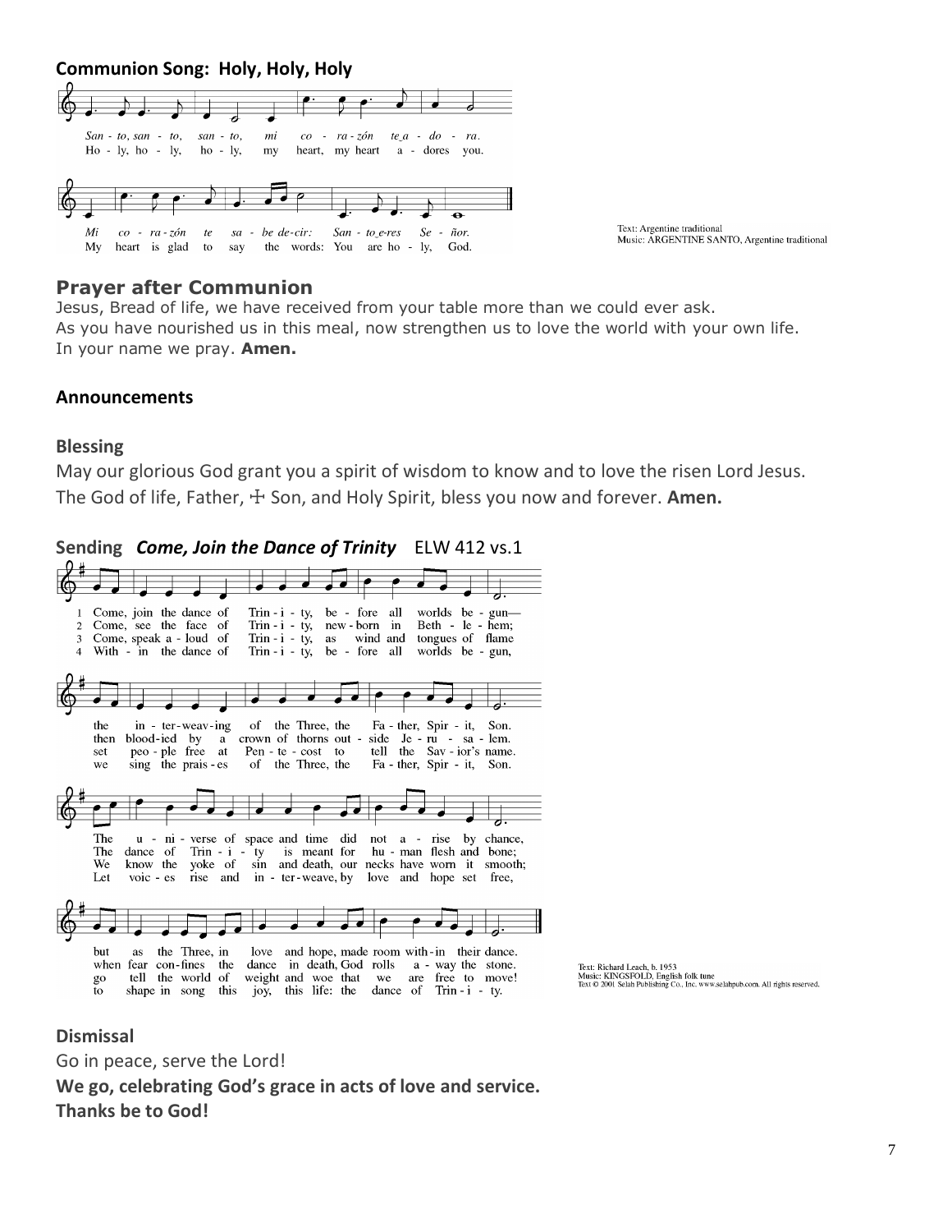**Communion Song: Holy, Holy, Holy**

*San - to, san - to, san - to, mi co - ra - zón te a - do - ra.*
Ho - ly, ho - ly, ho - ly, my heart, my heart a - dores you.

*Mi co - ra - zón te sa - be de - cir: San - to e - res Se - ñor.*
My heart is glad to say the words: You are ho - ly, God.

Text: Argentine traditional
Music: ARGENTINE SANTO, Argentine traditional

## Prayer after Communion

Jesus, Bread of life, we have received from your table more than we could ever ask.
As you have nourished us in this meal, now strengthen us to love the world with your own life.
In your name we pray. **Amen.**

**Announcements**

**Blessing**

May our glorious God grant you a spirit of wisdom to know and to love the risen Lord Jesus.
The God of life, Father, ☩ Son, and Holy Spirit, bless you now and forever. **Amen.**

**Sending** ***Come, Join the Dance of Trinity*** ELW 412 vs.1

1 Come, join the dance of Trin - i - ty, be - fore all worlds be - gun—
2 Come, see the face of Trin - i - ty, new - born in Beth - le - hem;
3 Come, speak a - loud of Trin - i - ty, as wind and tongues of flame
4 With - in the dance of Trin - i - ty, be - fore all worlds be - gun,

the in - ter-weav-ing of the Three, the Fa - ther, Spir - it, Son.
then blood-ied by a crown of thorns out - side Je - ru - sa - lem.
set peo - ple free at Pen - te - cost to tell the Sav - ior's name.
we sing the prais - es of the Three, the Fa - ther, Spir - it, Son.

The u - ni - verse of space and time did not a - rise by chance,
The dance of Trin - i - ty is meant for hu - man flesh and bone;
We know the yoke of sin and death, our necks have worn it smooth;
Let voic - es rise and in - ter-weave, by love and hope set free,

but as the Three, in love and hope, made room with - in their dance.
when fear con - fines the dance in death, God rolls a - way the stone.
go tell the world of weight and woe that we are free to move!
to shape in song this joy, this life: the dance of Trin - i - ty.

Text: Richard Leach, b. 1953
Music: KINGSFOLD, English folk tune
Text © 2001 Selah Publishing Co., Inc. www.selahpub.com. All rights reserved.

**Dismissal**

Go in peace, serve the Lord!

**We go, celebrating God's grace in acts of love and service.**

**Thanks be to God!**